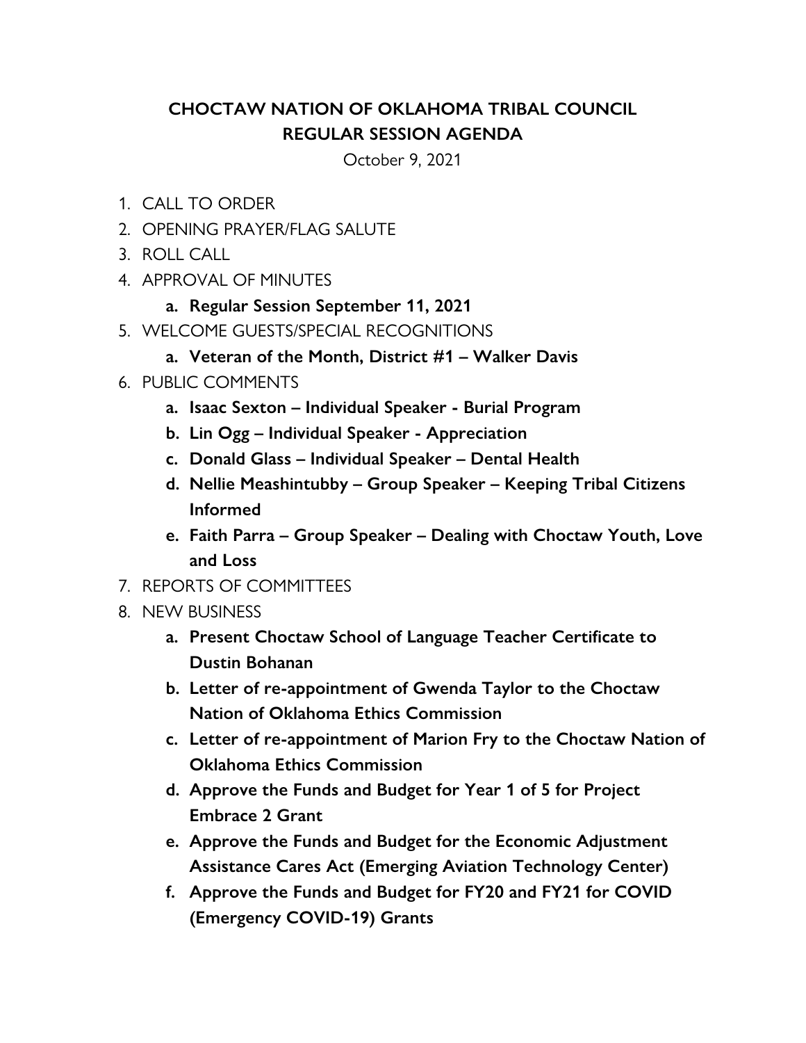## CHOCTAW NATION OF OKLAHOMA TRIBAL COUNCIL
## REGULAR SESSION AGENDA

October 9, 2021

1. CALL TO ORDER
2. OPENING PRAYER/FLAG SALUTE
3. ROLL CALL
4. APPROVAL OF MINUTES
    a. **Regular Session September 11, 2021**
5. WELCOME GUESTS/SPECIAL RECOGNITIONS
    a. **Veteran of the Month, District #1 – Walker Davis**
6. PUBLIC COMMENTS
    a. **Isaac Sexton – Individual Speaker - Burial Program**
    b. **Lin Ogg – Individual Speaker - Appreciation**
    c. **Donald Glass – Individual Speaker – Dental Health**
    d. **Nellie Meashintubby – Group Speaker – Keeping Tribal Citizens Informed**
    e. **Faith Parra – Group Speaker – Dealing with Choctaw Youth, Love and Loss**
7. REPORTS OF COMMITTEES
8. NEW BUSINESS
    a. **Present Choctaw School of Language Teacher Certificate to Dustin Bohanan**
    b. **Letter of re-appointment of Gwenda Taylor to the Choctaw Nation of Oklahoma Ethics Commission**
    c. **Letter of re-appointment of Marion Fry to the Choctaw Nation of Oklahoma Ethics Commission**
    d. **Approve the Funds and Budget for Year 1 of 5 for Project Embrace 2 Grant**
    e. **Approve the Funds and Budget for the Economic Adjustment Assistance Cares Act (Emerging Aviation Technology Center)**
    f. **Approve the Funds and Budget for FY20 and FY21 for COVID (Emergency COVID-19) Grants**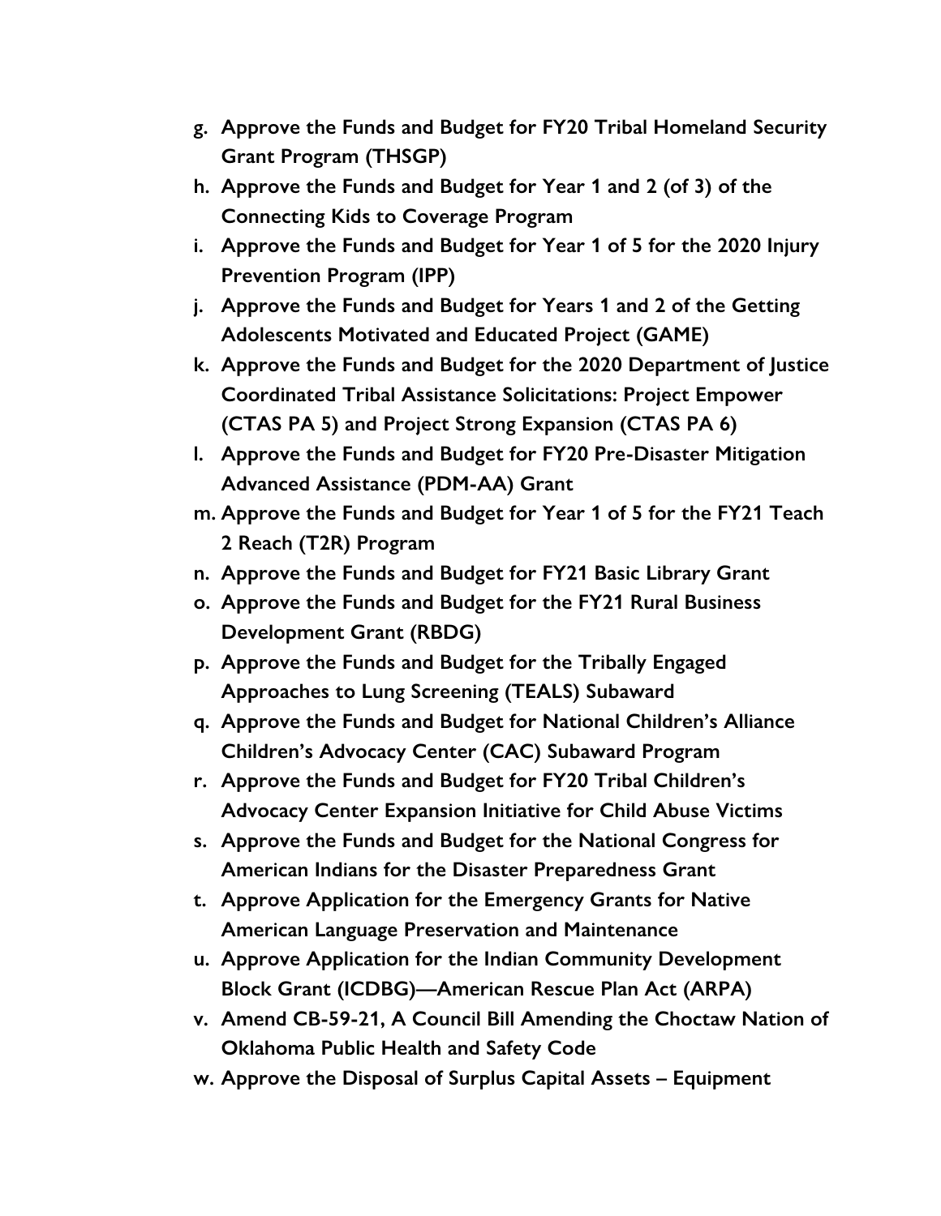- g. **Approve the Funds and Budget for FY20 Tribal Homeland Security Grant Program (THSGP)**
- h. **Approve the Funds and Budget for Year 1 and 2 (of 3) of the Connecting Kids to Coverage Program**
- i. **Approve the Funds and Budget for Year 1 of 5 for the 2020 Injury Prevention Program (IPP)**
- j. **Approve the Funds and Budget for Years 1 and 2 of the Getting Adolescents Motivated and Educated Project (GAME)**
- k. **Approve the Funds and Budget for the 2020 Department of Justice Coordinated Tribal Assistance Solicitations: Project Empower (CTAS PA 5) and Project Strong Expansion (CTAS PA 6)**
- l. **Approve the Funds and Budget for FY20 Pre-Disaster Mitigation Advanced Assistance (PDM-AA) Grant**
- m. **Approve the Funds and Budget for Year 1 of 5 for the FY21 Teach 2 Reach (T2R) Program**
- n. **Approve the Funds and Budget for FY21 Basic Library Grant**
- o. **Approve the Funds and Budget for the FY21 Rural Business Development Grant (RBDG)**
- p. **Approve the Funds and Budget for the Tribally Engaged Approaches to Lung Screening (TEALS) Subaward**
- q. **Approve the Funds and Budget for National Children's Alliance Children's Advocacy Center (CAC) Subaward Program**
- r. **Approve the Funds and Budget for FY20 Tribal Children's Advocacy Center Expansion Initiative for Child Abuse Victims**
- s. **Approve the Funds and Budget for the National Congress for American Indians for the Disaster Preparedness Grant**
- t. **Approve Application for the Emergency Grants for Native American Language Preservation and Maintenance**
- u. **Approve Application for the Indian Community Development Block Grant (ICDBG)—American Rescue Plan Act (ARPA)**
- v. **Amend CB-59-21, A Council Bill Amending the Choctaw Nation of Oklahoma Public Health and Safety Code**
- w. **Approve the Disposal of Surplus Capital Assets – Equipment**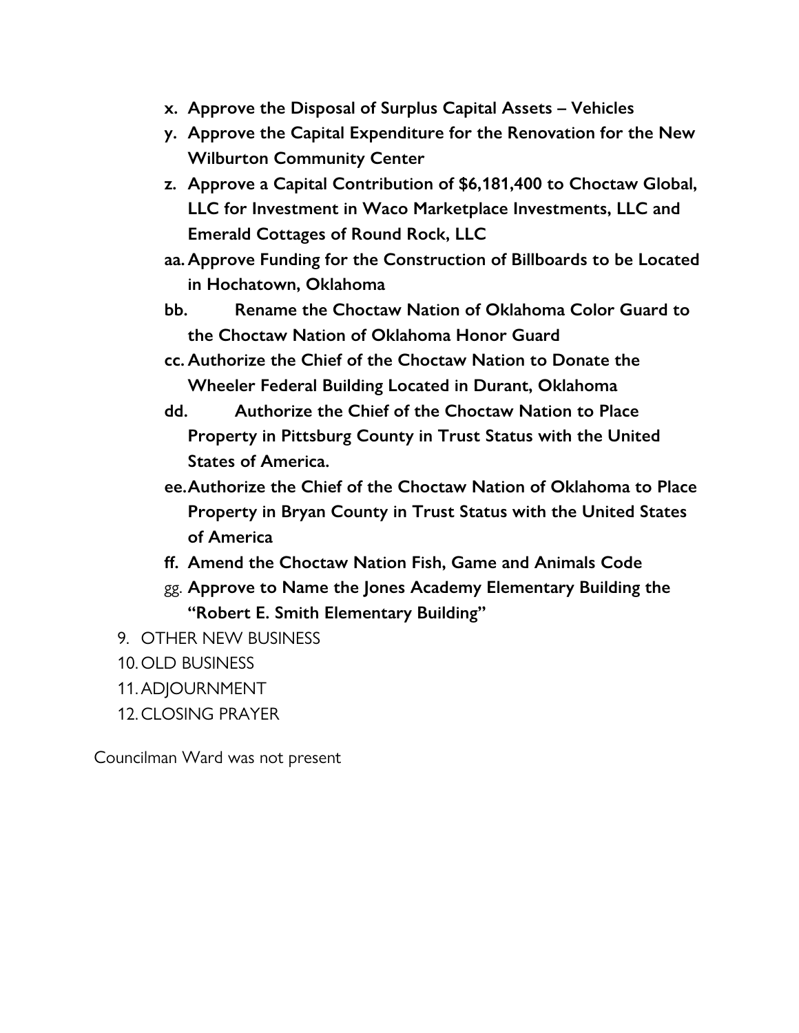- **x. Approve the Disposal of Surplus Capital Assets – Vehicles**
- **y. Approve the Capital Expenditure for the Renovation for the New Wilburton Community Center**
- **z. Approve a Capital Contribution of $6,181,400 to Choctaw Global, LLC for Investment in Waco Marketplace Investments, LLC and Emerald Cottages of Round Rock, LLC**
- **aa. Approve Funding for the Construction of Billboards to be Located in Hochatown, Oklahoma**
- **bb. Rename the Choctaw Nation of Oklahoma Color Guard to the Choctaw Nation of Oklahoma Honor Guard**
- **cc. Authorize the Chief of the Choctaw Nation to Donate the Wheeler Federal Building Located in Durant, Oklahoma**
- **dd. Authorize the Chief of the Choctaw Nation to Place Property in Pittsburg County in Trust Status with the United States of America.**
- **ee. Authorize the Chief of the Choctaw Nation of Oklahoma to Place Property in Bryan County in Trust Status with the United States of America**
- **ff. Amend the Choctaw Nation Fish, Game and Animals Code**
- gg. **Approve to Name the Jones Academy Elementary Building the "Robert E. Smith Elementary Building"**

9. OTHER NEW BUSINESS
10. OLD BUSINESS
11. ADJOURNMENT
12. CLOSING PRAYER

Councilman Ward was not present